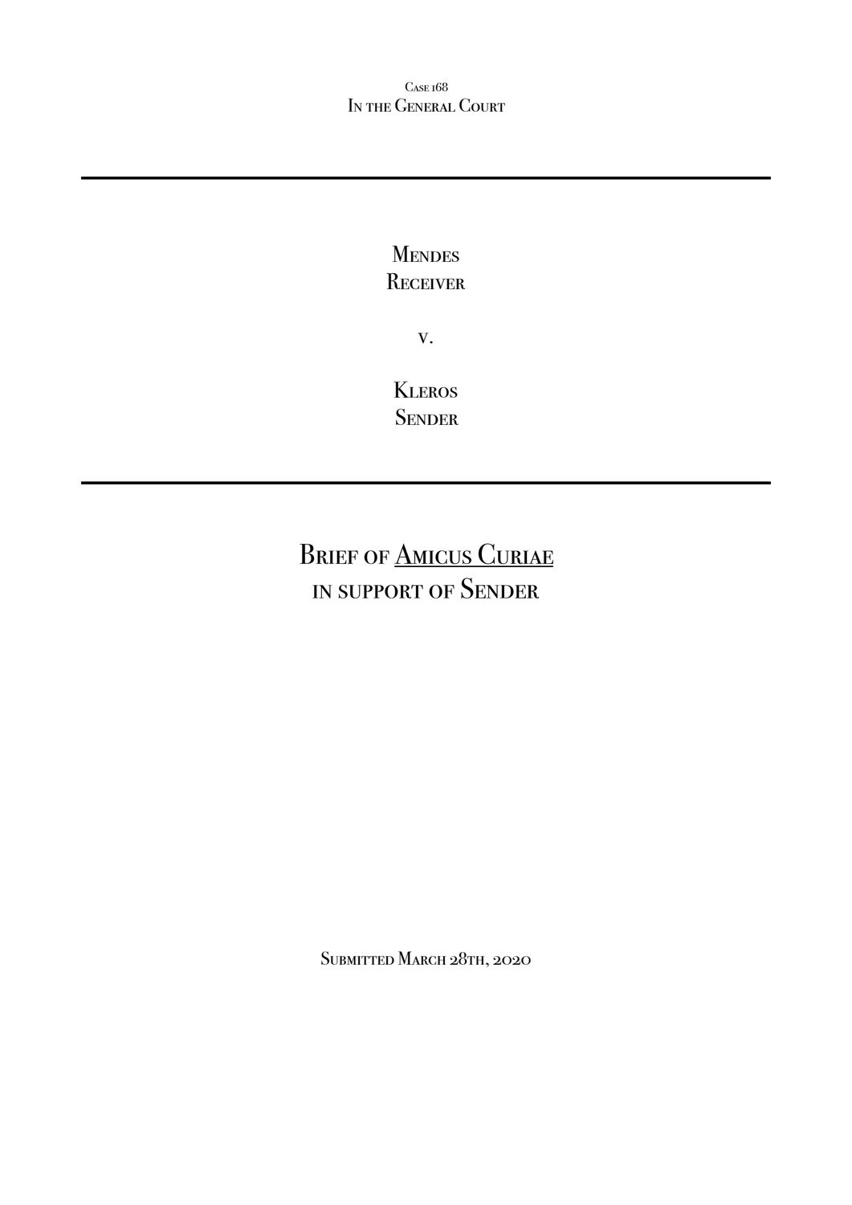Case 168
In the General Court

---

Mendes
Receiver

v.

Kleros
Sender

---

# Brief of <u>Amicus Curiae</u> in support of Sender

Submitted March 28th, 2020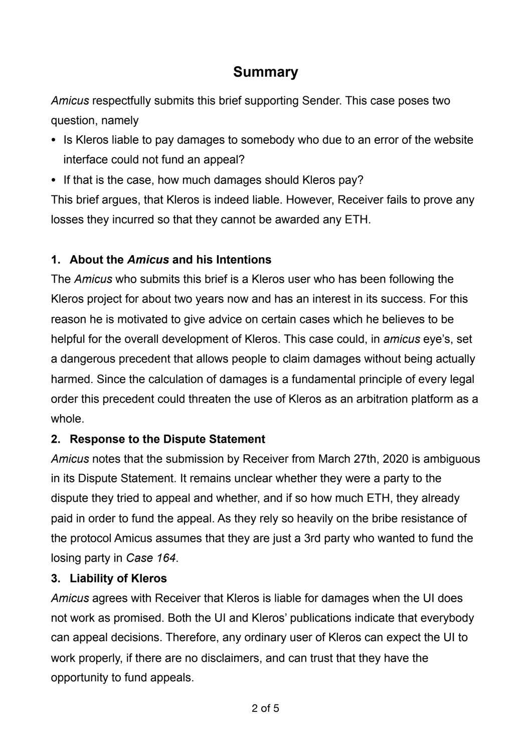# Summary

*Amicus* respectfully submits this brief supporting Sender. This case poses two question, namely

- Is Kleros liable to pay damages to somebody who due to an error of the website interface could not fund an appeal?
- If that is the case, how much damages should Kleros pay?

This brief argues, that Kleros is indeed liable. However, Receiver fails to prove any losses they incurred so that they cannot be awarded any ETH.

## 1. About the *Amicus* and his Intentions

The *Amicus* who submits this brief is a Kleros user who has been following the Kleros project for about two years now and has an interest in its success. For this reason he is motivated to give advice on certain cases which he believes to be helpful for the overall development of Kleros. This case could, in *amicus* eye's, set a dangerous precedent that allows people to claim damages without being actually harmed. Since the calculation of damages is a fundamental principle of every legal order this precedent could threaten the use of Kleros as an arbitration platform as a whole.

## 2. Response to the Dispute Statement

*Amicus* notes that the submission by Receiver from March 27th, 2020 is ambiguous in its Dispute Statement. It remains unclear whether they were a party to the dispute they tried to appeal and whether, and if so how much ETH, they already paid in order to fund the appeal. As they rely so heavily on the bribe resistance of the protocol Amicus assumes that they are just a 3rd party who wanted to fund the losing party in *Case 164*.

## 3. Liability of Kleros

*Amicus* agrees with Receiver that Kleros is liable for damages when the UI does not work as promised. Both the UI and Kleros' publications indicate that everybody can appeal decisions. Therefore, any ordinary user of Kleros can expect the UI to work properly, if there are no disclaimers, and can trust that they have the opportunity to fund appeals.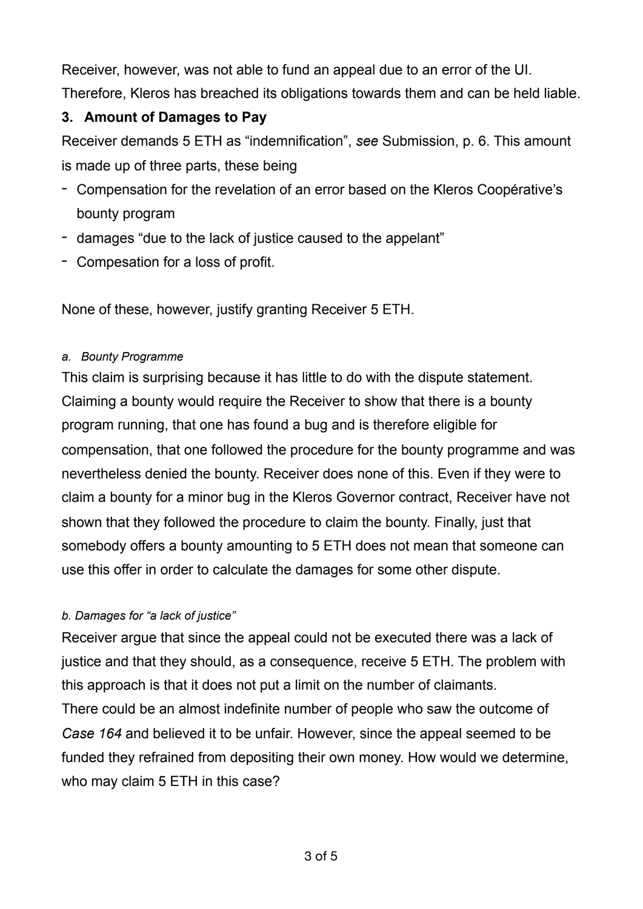Receiver, however, was not able to fund an appeal due to an error of the UI. Therefore, Kleros has breached its obligations towards them and can be held liable.

### 3. Amount of Damages to Pay

Receiver demands 5 ETH as "indemnification", *see* Submission, p. 6. This amount is made up of three parts, these being

- Compensation for the revelation of an error based on the Kleros Coopérative's bounty program
- damages "due to the lack of justice caused to the appelant"
- Compesation for a loss of profit.

None of these, however, justify granting Receiver 5 ETH.

#### *a. Bounty Programme*

This claim is surprising because it has little to do with the dispute statement. Claiming a bounty would require the Receiver to show that there is a bounty program running, that one has found a bug and is therefore eligible for compensation, that one followed the procedure for the bounty programme and was nevertheless denied the bounty. Receiver does none of this. Even if they were to claim a bounty for a minor bug in the Kleros Governor contract, Receiver have not shown that they followed the procedure to claim the bounty. Finally, just that somebody offers a bounty amounting to 5 ETH does not mean that someone can use this offer in order to calculate the damages for some other dispute.

#### *b. Damages for "a lack of justice"*

Receiver argue that since the appeal could not be executed there was a lack of justice and that they should, as a consequence, receive 5 ETH. The problem with this approach is that it does not put a limit on the number of claimants.
There could be an almost indefinite number of people who saw the outcome of *Case 164* and believed it to be unfair. However, since the appeal seemed to be funded they refrained from depositing their own money. How would we determine, who may claim 5 ETH in this case?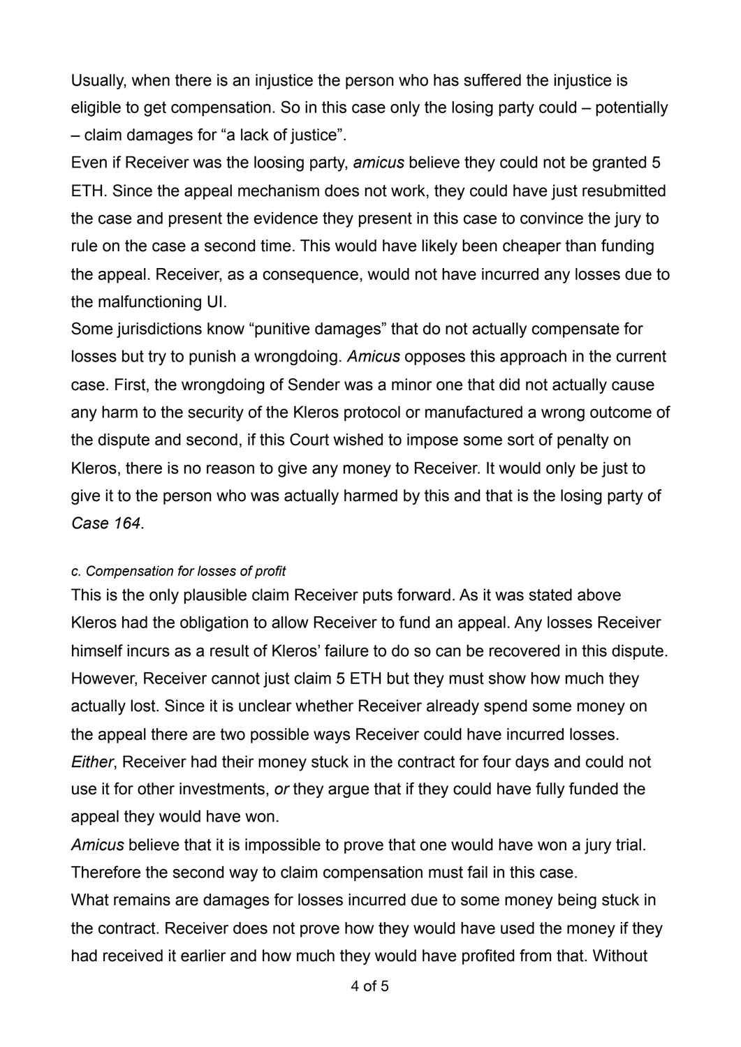Usually, when there is an injustice the person who has suffered the injustice is eligible to get compensation. So in this case only the losing party could – potentially – claim damages for "a lack of justice".

Even if Receiver was the loosing party, *amicus* believe they could not be granted 5 ETH. Since the appeal mechanism does not work, they could have just resubmitted the case and present the evidence they present in this case to convince the jury to rule on the case a second time. This would have likely been cheaper than funding the appeal. Receiver, as a consequence, would not have incurred any losses due to the malfunctioning UI.

Some jurisdictions know "punitive damages" that do not actually compensate for losses but try to punish a wrongdoing. *Amicus* opposes this approach in the current case. First, the wrongdoing of Sender was a minor one that did not actually cause any harm to the security of the Kleros protocol or manufactured a wrong outcome of the dispute and second, if this Court wished to impose some sort of penalty on Kleros, there is no reason to give any money to Receiver. It would only be just to give it to the person who was actually harmed by this and that is the losing party of *Case 164*.

*c. Compensation for losses of profit*

This is the only plausible claim Receiver puts forward. As it was stated above Kleros had the obligation to allow Receiver to fund an appeal. Any losses Receiver himself incurs as a result of Kleros' failure to do so can be recovered in this dispute. However, Receiver cannot just claim 5 ETH but they must show how much they actually lost. Since it is unclear whether Receiver already spend some money on the appeal there are two possible ways Receiver could have incurred losses. *Either*, Receiver had their money stuck in the contract for four days and could not use it for other investments, *or* they argue that if they could have fully funded the appeal they would have won.

*Amicus* believe that it is impossible to prove that one would have won a jury trial. Therefore the second way to claim compensation must fail in this case.

What remains are damages for losses incurred due to some money being stuck in the contract. Receiver does not prove how they would have used the money if they had received it earlier and how much they would have profited from that. Without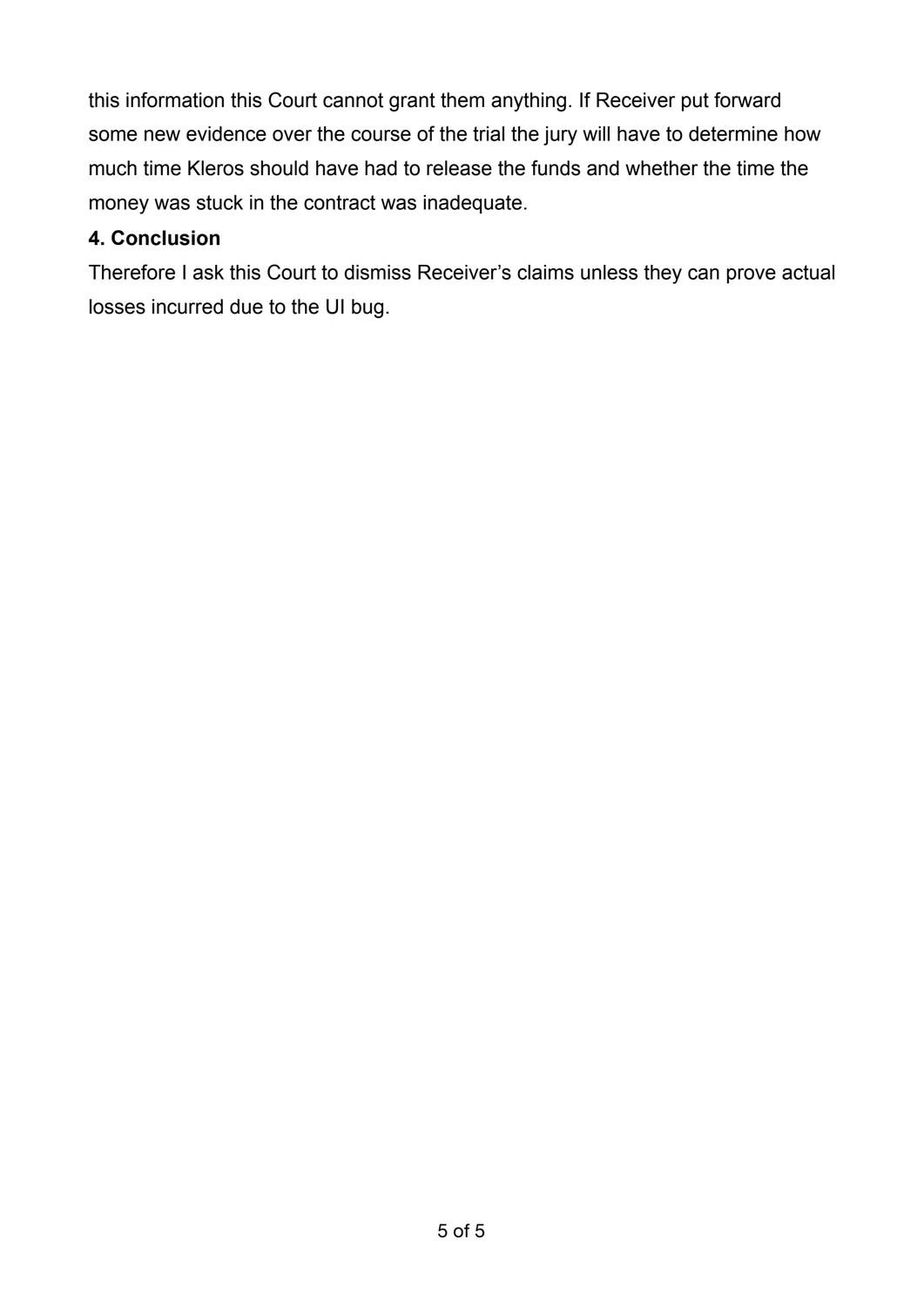this information this Court cannot grant them anything. If Receiver put forward some new evidence over the course of the trial the jury will have to determine how much time Kleros should have had to release the funds and whether the time the money was stuck in the contract was inadequate.

**4. Conclusion**

Therefore I ask this Court to dismiss Receiver's claims unless they can prove actual losses incurred due to the UI bug.